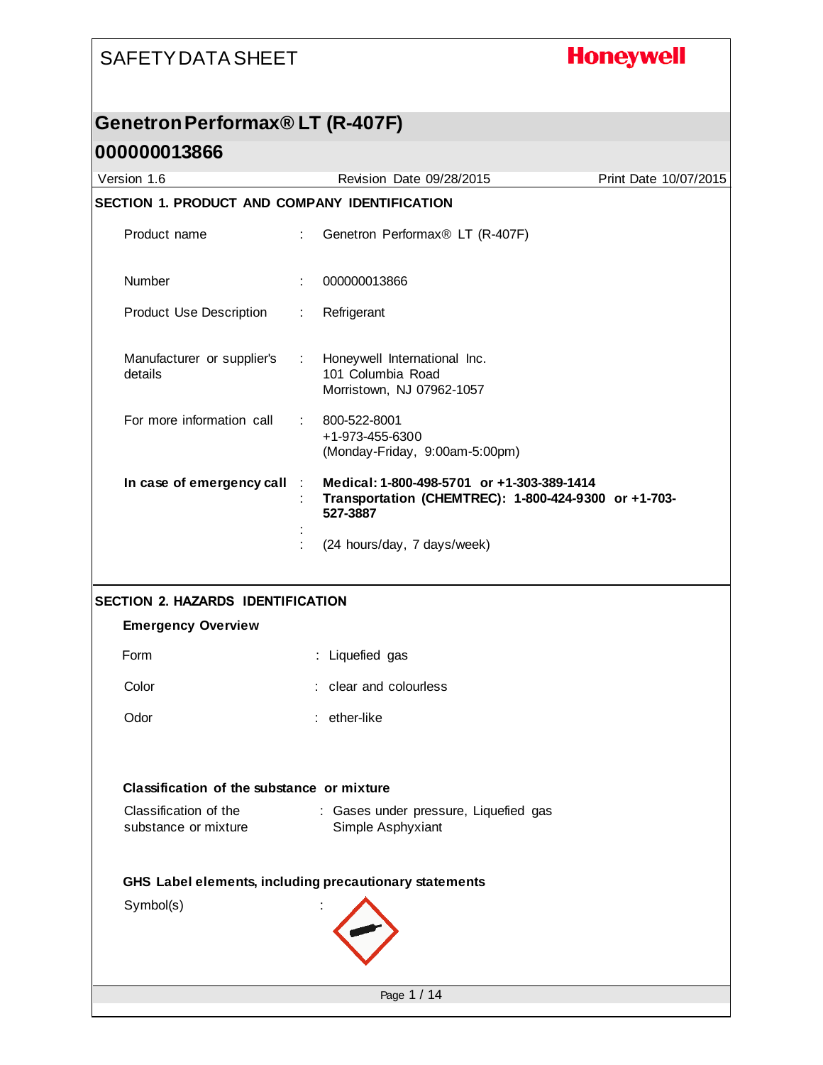# SAFETY DATA SHEET

**Honeywell**

## Genetron Performax® LT (R-407F)

## 000000013866

Version 1.6 | Revision Date 09/28/2015 | Print Date 10/07/2015

### SECTION 1. PRODUCT AND COMPANY IDENTIFICATION

Product name : Genetron Performax® LT (R-407F)

Number : 000000013866

Product Use Description : Refrigerant

Manufacturer or supplier's details : Honeywell International Inc.
101 Columbia Road
Morristown, NJ 07962-1057

For more information call : 800-522-8001
+1-973-455-6300
(Monday-Friday, 9:00am-5:00pm)

**In case of emergency call** : **Medical: 1-800-498-5701 or +1-303-389-1414**
: **Transportation (CHEMTREC): 1-800-424-9300 or +1-703-527-3887**
:
: (24 hours/day, 7 days/week)

### SECTION 2. HAZARDS IDENTIFICATION

**Emergency Overview**

Form : Liquefied gas

Color : clear and colourless

Odor : ether-like

**Classification of the substance or mixture**

Classification of the substance or mixture : Gases under pressure, Liquefied gas
Simple Asphyxiant

**GHS Label elements, including precautionary statements**

Symbol(s) :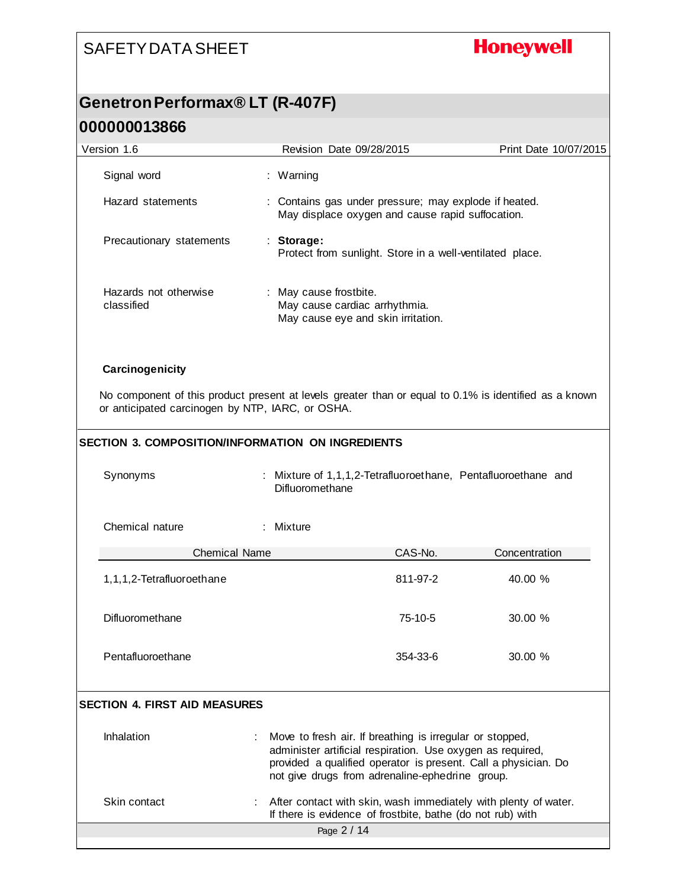| | |
|---|---|
| Signal word | : Warning |
| Hazard statements | : Contains gas under pressure; may explode if heated. May displace oxygen and cause rapid suffocation. |
| Precautionary statements | : **Storage:** Protect from sunlight. Store in a well-ventilated place. |
| Hazards not otherwise classified | : May cause frostbite. May cause cardiac arrhythmia. May cause eye and skin irritation. |

**Carcinogenicity**

No component of this product present at levels greater than or equal to 0.1% is identified as a known or anticipated carcinogen by NTP, IARC, or OSHA.

## SECTION 3. COMPOSITION/INFORMATION ON INGREDIENTS

| | |
|---|---|
| Synonyms | : Mixture of 1,1,1,2-Tetrafluoroethane, Pentafluoroethane and Difluoromethane |
| Chemical nature | : Mixture |

| Chemical Name | CAS-No. | Concentration |
|---|---|---|
| 1,1,1,2-Tetrafluoroethane | 811-97-2 | 40.00 % |
| Difluoromethane | 75-10-5 | 30.00 % |
| Pentafluoroethane | 354-33-6 | 30.00 % |

## SECTION 4. FIRST AID MEASURES

| | |
|---|---|
| Inhalation | : Move to fresh air. If breathing is irregular or stopped, administer artificial respiration. Use oxygen as required, provided a qualified operator is present. Call a physician. Do not give drugs from adrenaline-ephedrine group. |
| Skin contact | : After contact with skin, wash immediately with plenty of water. If there is evidence of frostbite, bathe (do not rub) with |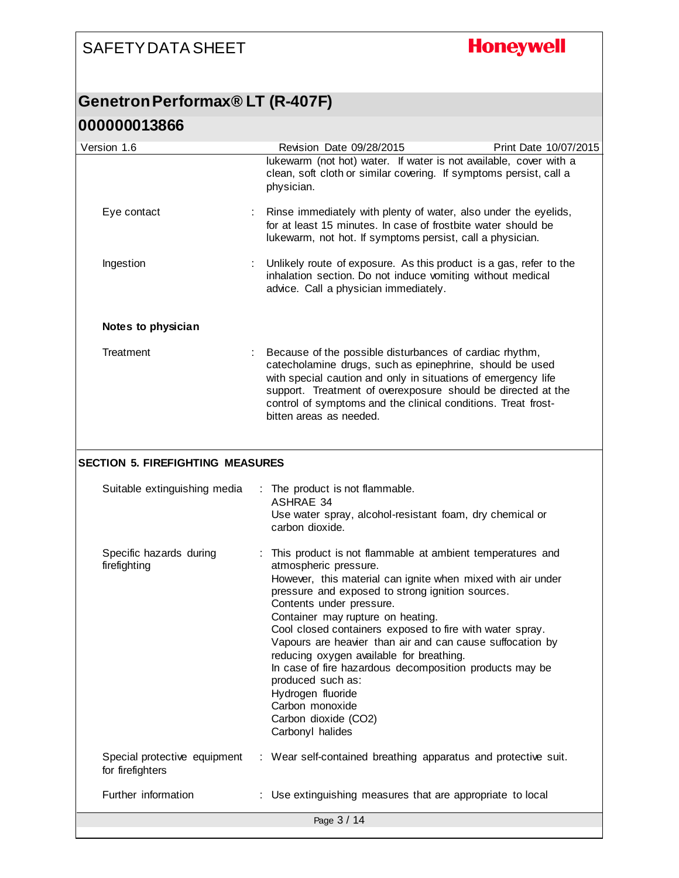lukewarm (not hot) water. If water is not available, cover with a clean, soft cloth or similar covering. If symptoms persist, call a physician.

Eye contact : Rinse immediately with plenty of water, also under the eyelids, for at least 15 minutes. In case of frostbite water should be lukewarm, not hot. If symptoms persist, call a physician.

Ingestion : Unlikely route of exposure. As this product is a gas, refer to the inhalation section. Do not induce vomiting without medical advice. Call a physician immediately.

**Notes to physician**

Treatment : Because of the possible disturbances of cardiac rhythm, catecholamine drugs, such as epinephrine, should be used with special caution and only in situations of emergency life support. Treatment of overexposure should be directed at the control of symptoms and the clinical conditions. Treat frost-bitten areas as needed.

## SECTION 5. FIREFIGHTING MEASURES

Suitable extinguishing media : The product is not flammable.
ASHRAE 34
Use water spray, alcohol-resistant foam, dry chemical or carbon dioxide.

Specific hazards during firefighting : This product is not flammable at ambient temperatures and atmospheric pressure.
However, this material can ignite when mixed with air under pressure and exposed to strong ignition sources.
Contents under pressure.
Container may rupture on heating.
Cool closed containers exposed to fire with water spray.
Vapours are heavier than air and can cause suffocation by reducing oxygen available for breathing.
In case of fire hazardous decomposition products may be produced such as:
Hydrogen fluoride
Carbon monoxide
Carbon dioxide ($CO_2$)
Carbonyl halides

Special protective equipment for firefighters : Wear self-contained breathing apparatus and protective suit.

Further information : Use extinguishing measures that are appropriate to local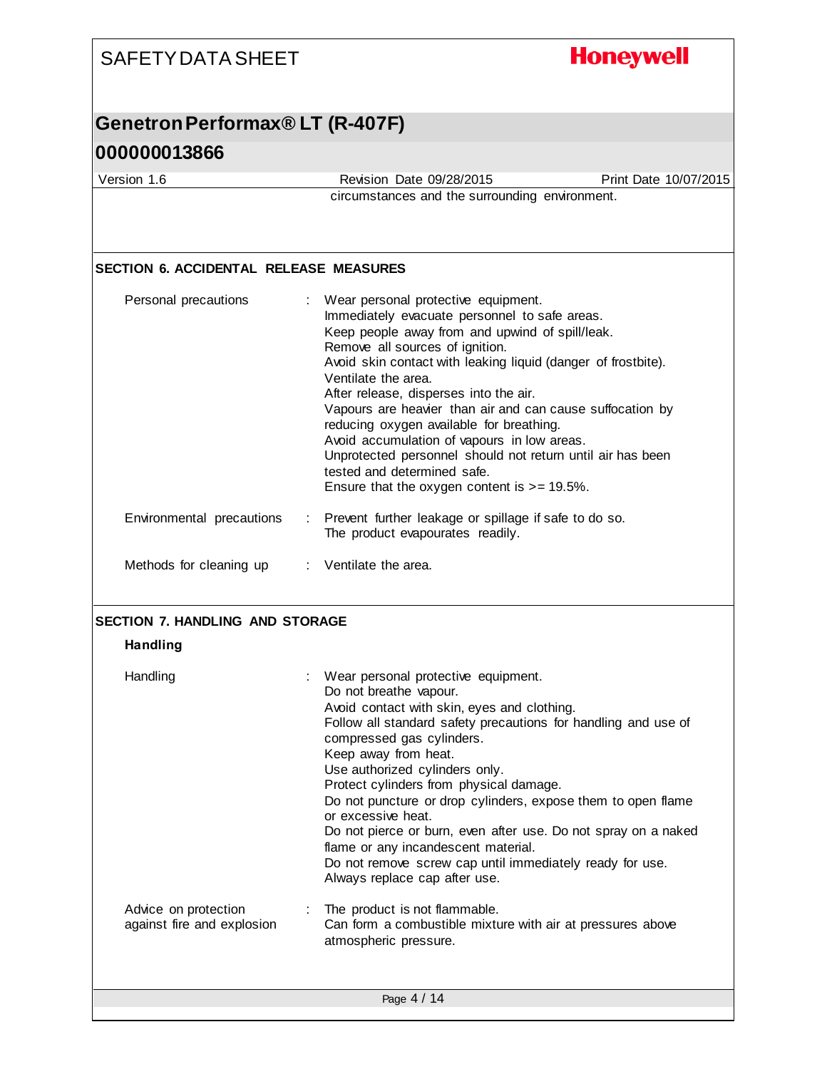circumstances and the surrounding environment.

## SECTION 6. ACCIDENTAL RELEASE MEASURES

| | |
|---|---|
| Personal precautions | : Wear personal protective equipment.<br>Immediately evacuate personnel to safe areas.<br>Keep people away from and upwind of spill/leak.<br>Remove all sources of ignition.<br>Avoid skin contact with leaking liquid (danger of frostbite).<br>Ventilate the area.<br>After release, disperses into the air.<br>Vapours are heavier than air and can cause suffocation by reducing oxygen available for breathing.<br>Avoid accumulation of vapours in low areas.<br>Unprotected personnel should not return until air has been tested and determined safe.<br>Ensure that the oxygen content is >= 19.5%. |
| Environmental precautions | : Prevent further leakage or spillage if safe to do so.<br>The product evapourates readily. |
| Methods for cleaning up | : Ventilate the area. |

## SECTION 7. HANDLING AND STORAGE

### Handling

| | |
|---|---|
| Handling | : Wear personal protective equipment.<br>Do not breathe vapour.<br>Avoid contact with skin, eyes and clothing.<br>Follow all standard safety precautions for handling and use of compressed gas cylinders.<br>Keep away from heat.<br>Use authorized cylinders only.<br>Protect cylinders from physical damage.<br>Do not puncture or drop cylinders, expose them to open flame or excessive heat.<br>Do not pierce or burn, even after use. Do not spray on a naked flame or any incandescent material.<br>Do not remove screw cap until immediately ready for use.<br>Always replace cap after use. |
| Advice on protection against fire and explosion | : The product is not flammable.<br>Can form a combustible mixture with air at pressures above atmospheric pressure. |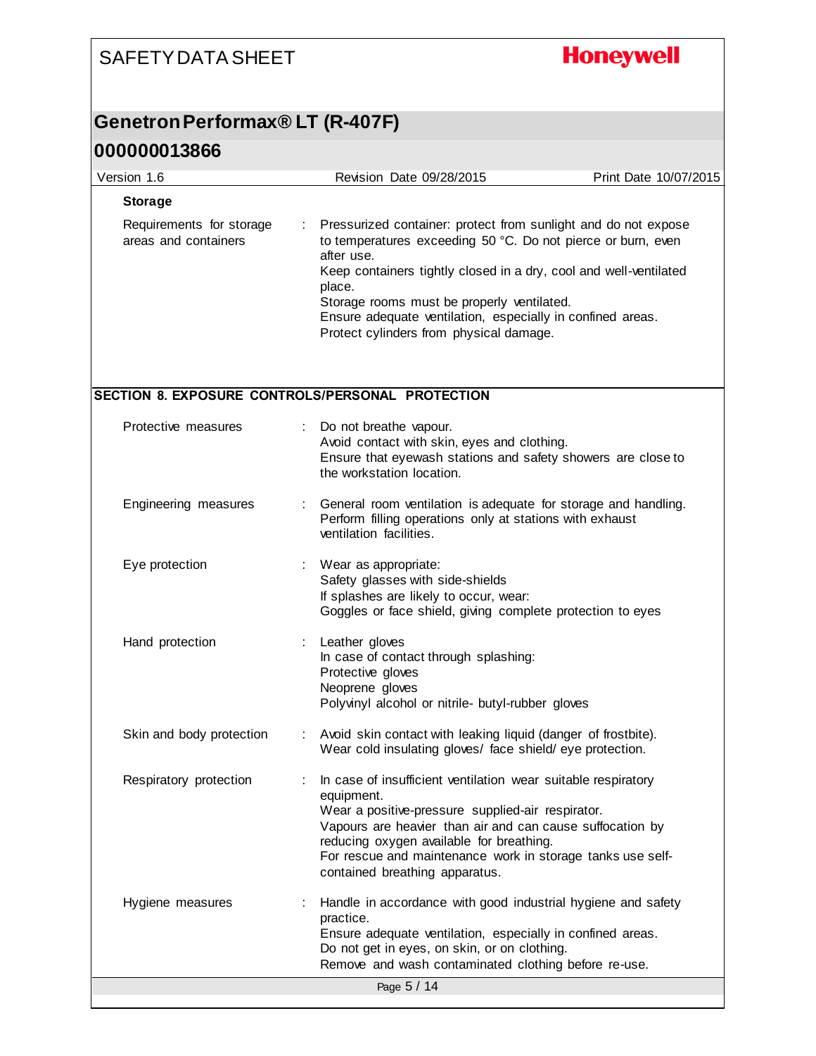**Storage**

| | | |
|---|---|---|
| Requirements for storage areas and containers | : | Pressurized container: protect from sunlight and do not expose to temperatures exceeding 50 °C. Do not pierce or burn, even after use.<br>Keep containers tightly closed in a dry, cool and well-ventilated place.<br>Storage rooms must be properly ventilated.<br>Ensure adequate ventilation, especially in confined areas.<br>Protect cylinders from physical damage. |

## SECTION 8. EXPOSURE CONTROLS/PERSONAL PROTECTION

| | | |
|---|---|---|
| Protective measures | : | Do not breathe vapour.<br>Avoid contact with skin, eyes and clothing.<br>Ensure that eyewash stations and safety showers are close to the workstation location. |
| Engineering measures | : | General room ventilation is adequate for storage and handling.<br>Perform filling operations only at stations with exhaust ventilation facilities. |
| Eye protection | : | Wear as appropriate:<br>Safety glasses with side-shields<br>If splashes are likely to occur, wear:<br>Goggles or face shield, giving complete protection to eyes |
| Hand protection | : | Leather gloves<br>In case of contact through splashing:<br>Protective gloves<br>Neoprene gloves<br>Polyvinyl alcohol or nitrile- butyl-rubber gloves |
| Skin and body protection | : | Avoid skin contact with leaking liquid (danger of frostbite).<br>Wear cold insulating gloves/ face shield/ eye protection. |
| Respiratory protection | : | In case of insufficient ventilation wear suitable respiratory equipment.<br>Wear a positive-pressure supplied-air respirator.<br>Vapours are heavier than air and can cause suffocation by reducing oxygen available for breathing.<br>For rescue and maintenance work in storage tanks use self-contained breathing apparatus. |
| Hygiene measures | : | Handle in accordance with good industrial hygiene and safety practice.<br>Ensure adequate ventilation, especially in confined areas.<br>Do not get in eyes, on skin, or on clothing.<br>Remove and wash contaminated clothing before re-use. |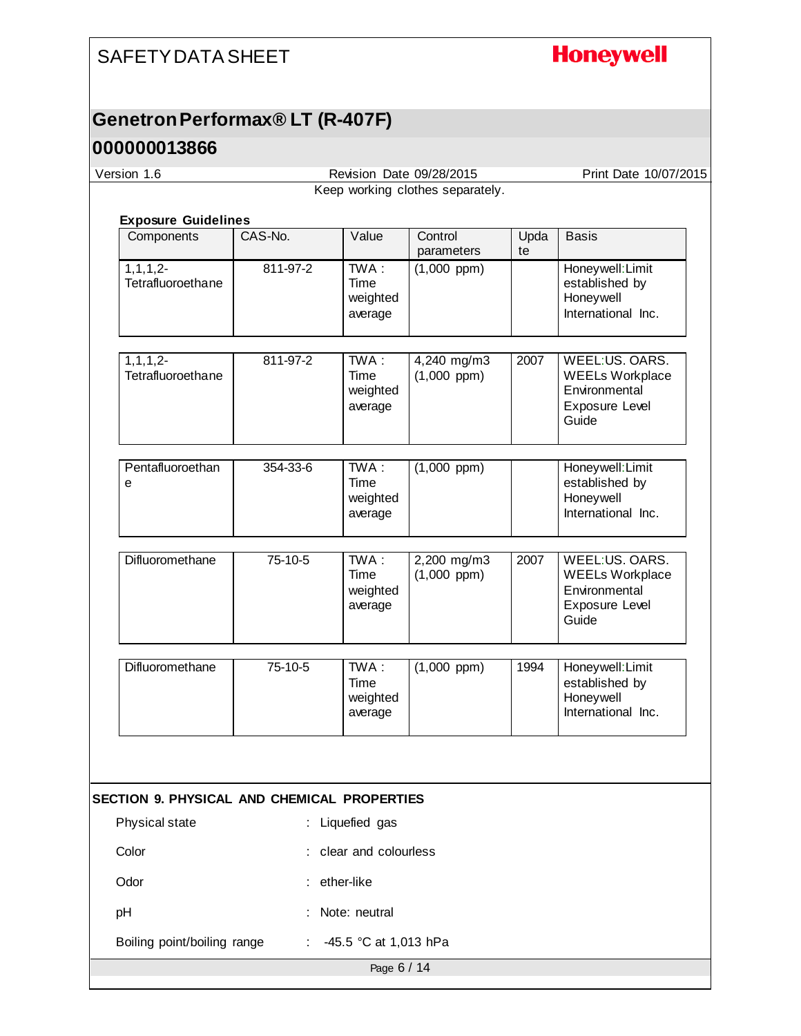Keep working clothes separately.

**Exposure Guidelines**

| Components | CAS-No. | Value | Control parameters | Update | Basis |
|---|---|---|---|---|---|
| 1,1,1,2-Tetrafluoroethane | 811-97-2 | TWA : Time weighted average | (1,000 ppm) | | Honeywell:Limit established by Honeywell International Inc. |
| 1,1,1,2-Tetrafluoroethane | 811-97-2 | TWA : Time weighted average | 4,240 mg/m3 (1,000 ppm) | 2007 | WEEL:US. OARS. WEELs Workplace Environmental Exposure Level Guide |
| Pentafluoroethane | 354-33-6 | TWA : Time weighted average | (1,000 ppm) | | Honeywell:Limit established by Honeywell International Inc. |
| Difluoromethane | 75-10-5 | TWA : Time weighted average | 2,200 mg/m3 (1,000 ppm) | 2007 | WEEL:US. OARS. WEELs Workplace Environmental Exposure Level Guide |
| Difluoromethane | 75-10-5 | TWA : Time weighted average | (1,000 ppm) | 1994 | Honeywell:Limit established by Honeywell International Inc. |

## SECTION 9. PHYSICAL AND CHEMICAL PROPERTIES

Physical state : Liquefied gas

Color : clear and colourless

Odor : ether-like

pH : Note: neutral

Boiling point/boiling range : -45.5 °C at 1,013 hPa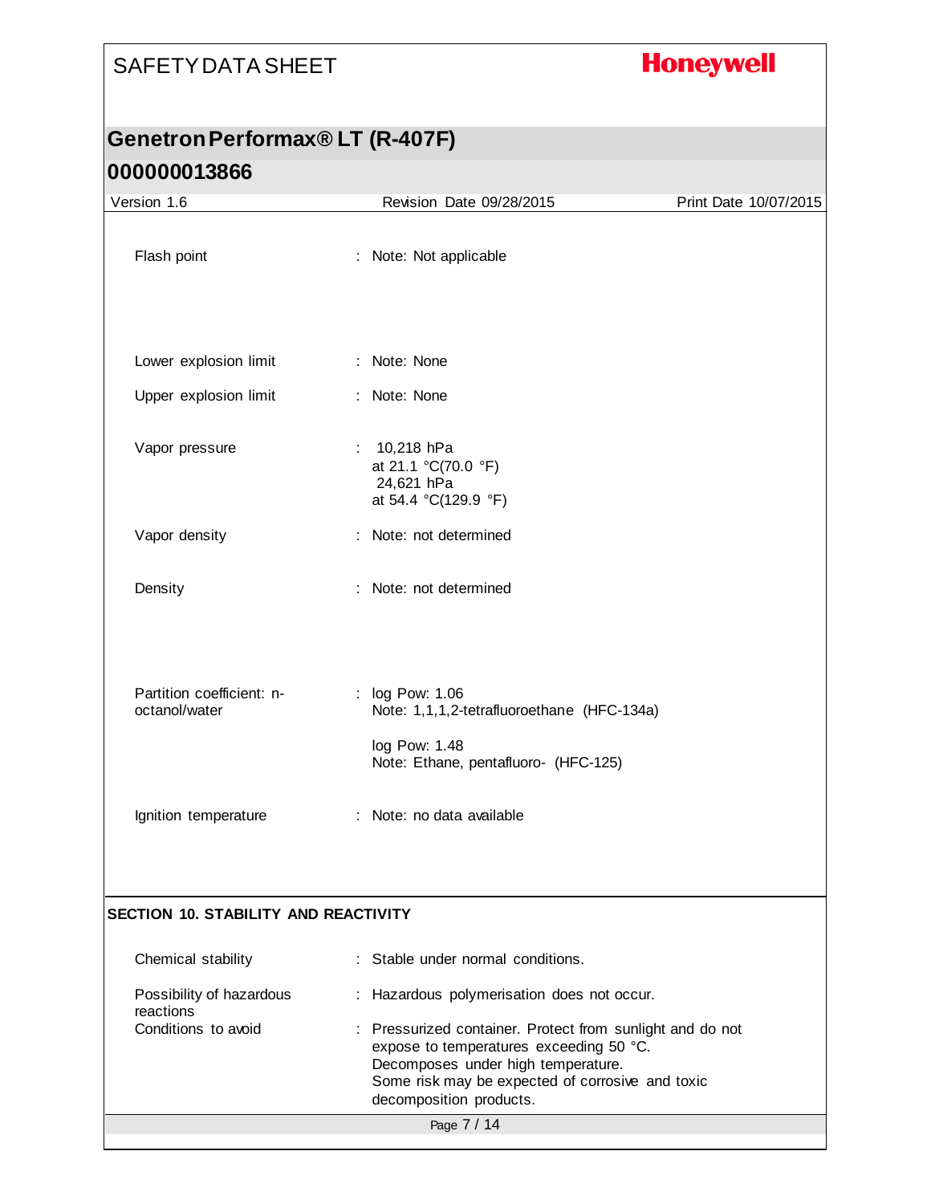| | | |
|---|---|---|
| Flash point | : | Note: Not applicable |
| Lower explosion limit | : | Note: None |
| Upper explosion limit | : | Note: None |
| Vapor pressure | : | 10,218 hPa<br>at 21.1 °C(70.0 °F)<br>24,621 hPa<br>at 54.4 °C(129.9 °F) |
| Vapor density | : | Note: not determined |
| Density | : | Note: not determined |
| Partition coefficient: n-octanol/water | : | log Pow: 1.06<br>Note: 1,1,1,2-tetrafluoroethane (HFC-134a)<br><br>log Pow: 1.48<br>Note: Ethane, pentafluoro- (HFC-125) |
| Ignition temperature | : | Note: no data available |

## SECTION 10. STABILITY AND REACTIVITY

| | | |
|---|---|---|
| Chemical stability | : | Stable under normal conditions. |
| Possibility of hazardous reactions | : | Hazardous polymerisation does not occur. |
| Conditions to avoid | : | Pressurized container. Protect from sunlight and do not expose to temperatures exceeding 50 °C.<br>Decomposes under high temperature.<br>Some risk may be expected of corrosive and toxic decomposition products. |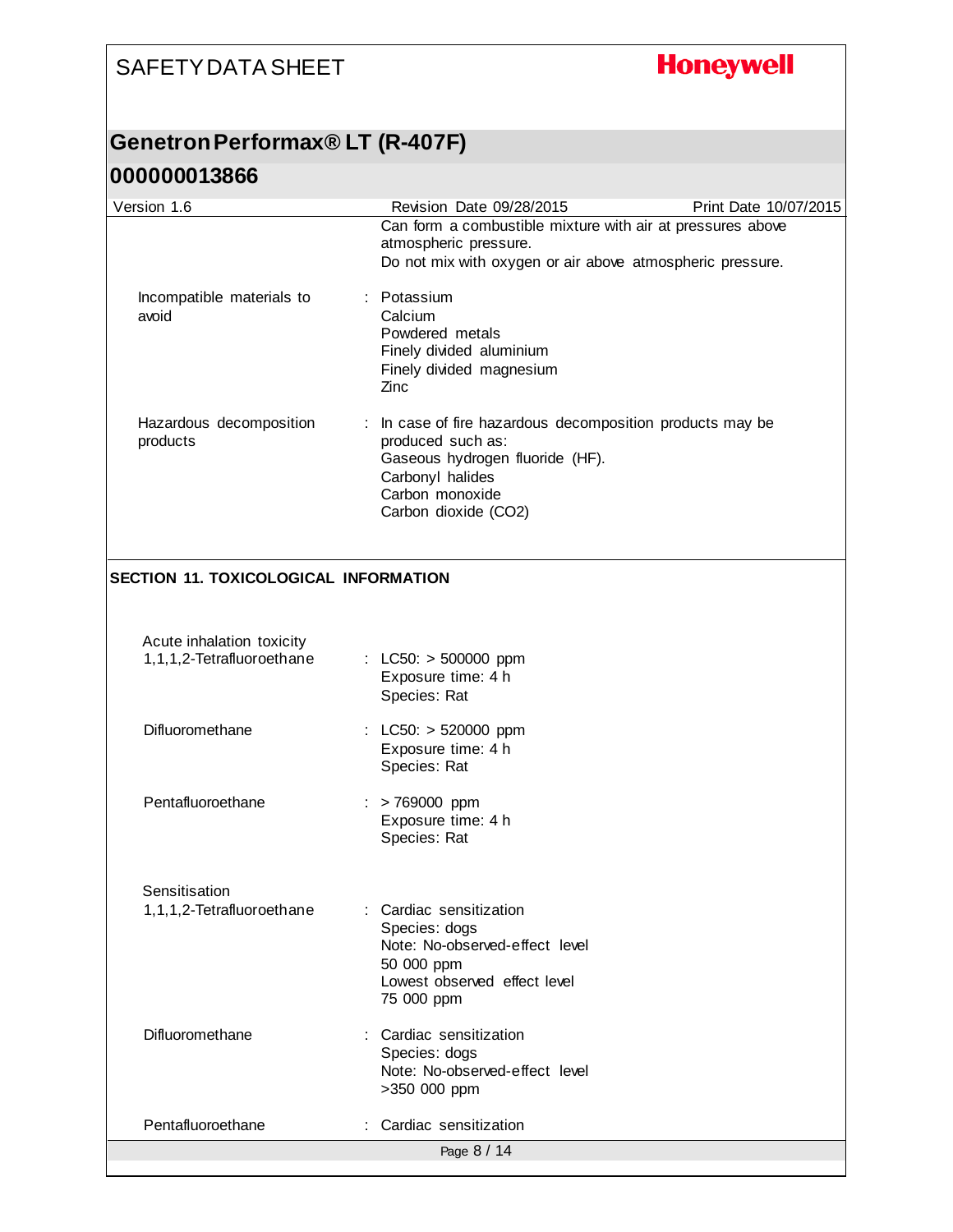| | |
|---|---|
| | Can form a combustible mixture with air at pressures above atmospheric pressure. Do not mix with oxygen or air above atmospheric pressure. |
| Incompatible materials to avoid | : Potassium<br>Calcium<br>Powdered metals<br>Finely divided aluminium<br>Finely divided magnesium<br>Zinc |
| Hazardous decomposition products | : In case of fire hazardous decomposition products may be produced such as:<br>Gaseous hydrogen fluoride (HF).<br>Carbonyl halides<br>Carbon monoxide<br>Carbon dioxide ($CO_2$) |

## SECTION 11. TOXICOLOGICAL INFORMATION

**Acute inhalation toxicity**

| | |
|---|---|
| 1,1,1,2-Tetrafluoroethane | : LC50: > 500000 ppm<br>Exposure time: 4 h<br>Species: Rat |
| Difluoromethane | : LC50: > 520000 ppm<br>Exposure time: 4 h<br>Species: Rat |
| Pentafluoroethane | : > 769000 ppm<br>Exposure time: 4 h<br>Species: Rat |

**Sensitisation**

| | |
|---|---|
| 1,1,1,2-Tetrafluoroethane | : Cardiac sensitization<br>Species: dogs<br>Note: No-observed-effect level 50 000 ppm<br>Lowest observed effect level 75 000 ppm |
| Difluoromethane | : Cardiac sensitization<br>Species: dogs<br>Note: No-observed-effect level >350 000 ppm |
| Pentafluoroethane | : Cardiac sensitization |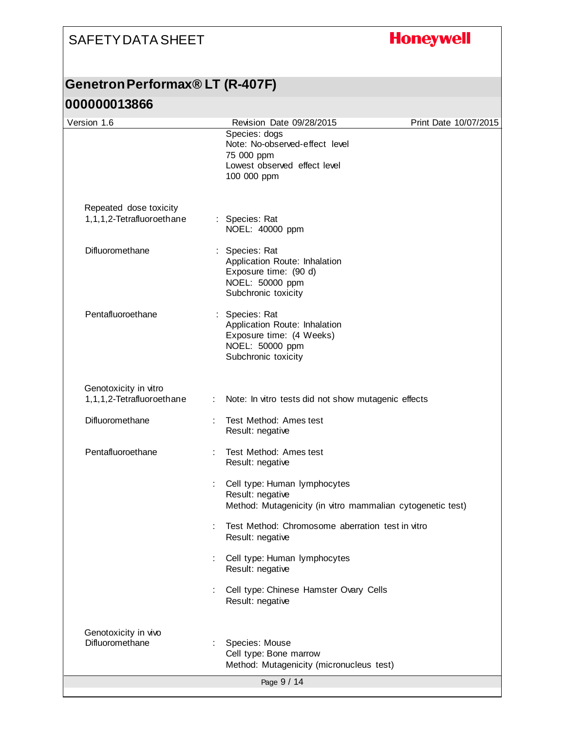Species: dogs
Note: No-observed-effect level
75 000 ppm
Lowest observed effect level
100 000 ppm

**Repeated dose toxicity**

| | | |
|---|---|---|
| 1,1,1,2-Tetrafluoroethane | : | Species: Rat<br>NOEL: 40000 ppm |
| Difluoromethane | : | Species: Rat<br>Application Route: Inhalation<br>Exposure time: (90 d)<br>NOEL: 50000 ppm<br>Subchronic toxicity |
| Pentafluoroethane | : | Species: Rat<br>Application Route: Inhalation<br>Exposure time: (4 Weeks)<br>NOEL: 50000 ppm<br>Subchronic toxicity |

**Genotoxicity in vitro**

| | | |
|---|---|---|
| 1,1,1,2-Tetrafluoroethane | : | Note: In vitro tests did not show mutagenic effects |
| Difluoromethane | : | Test Method: Ames test<br>Result: negative |
| Pentafluoroethane | : | Test Method: Ames test<br>Result: negative |
| | : | Cell type: Human lymphocytes<br>Result: negative<br>Method: Mutagenicity (in vitro mammalian cytogenetic test) |
| | : | Test Method: Chromosome aberration test in vitro<br>Result: negative |
| | : | Cell type: Human lymphocytes<br>Result: negative |
| | : | Cell type: Chinese Hamster Ovary Cells<br>Result: negative |

**Genotoxicity in vivo**

| | | |
|---|---|---|
| Difluoromethane | : | Species: Mouse<br>Cell type: Bone marrow<br>Method: Mutagenicity (micronucleus test) |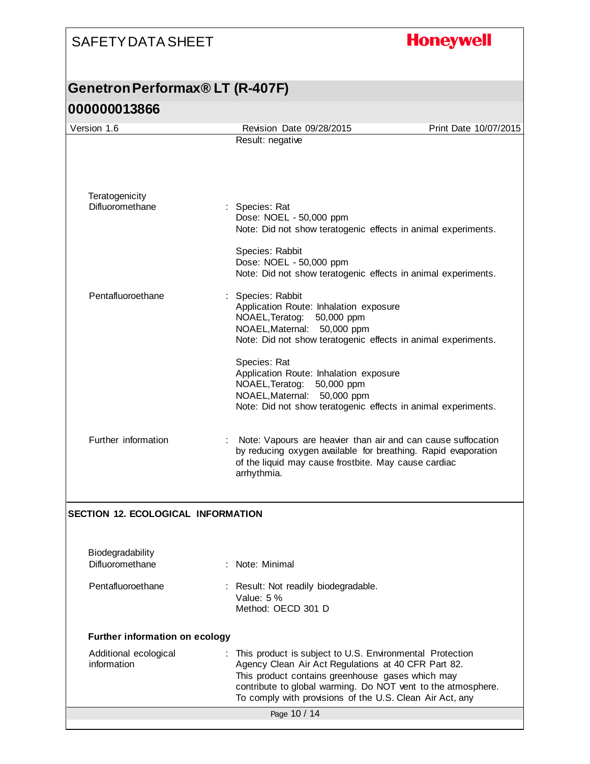Result: negative

**Teratogenicity**

| | |
|---|---|
| Difluoromethane | : Species: Rat<br>Dose: NOEL - 50,000 ppm<br>Note: Did not show teratogenic effects in animal experiments.<br><br>Species: Rabbit<br>Dose: NOEL - 50,000 ppm<br>Note: Did not show teratogenic effects in animal experiments. |
| Pentafluoroethane | : Species: Rabbit<br>Application Route: Inhalation exposure<br>NOAEL,Teratog: 50,000 ppm<br>NOAEL,Maternal: 50,000 ppm<br>Note: Did not show teratogenic effects in animal experiments.<br><br>Species: Rat<br>Application Route: Inhalation exposure<br>NOAEL,Teratog: 50,000 ppm<br>NOAEL,Maternal: 50,000 ppm<br>Note: Did not show teratogenic effects in animal experiments. |
| Further information | : Note: Vapours are heavier than air and can cause suffocation by reducing oxygen available for breathing. Rapid evaporation of the liquid may cause frostbite. May cause cardiac arrhythmia. |

## SECTION 12. ECOLOGICAL INFORMATION

**Biodegradability**

| | |
|---|---|
| Difluoromethane | : Note: Minimal |
| Pentafluoroethane | : Result: Not readily biodegradable.<br>Value: 5 %<br>Method: OECD 301 D |

**Further information on ecology**

| | |
|---|---|
| Additional ecological information | : This product is subject to U.S. Environmental Protection Agency Clean Air Act Regulations at 40 CFR Part 82. This product contains greenhouse gases which may contribute to global warming. Do NOT vent to the atmosphere. To comply with provisions of the U.S. Clean Air Act, any |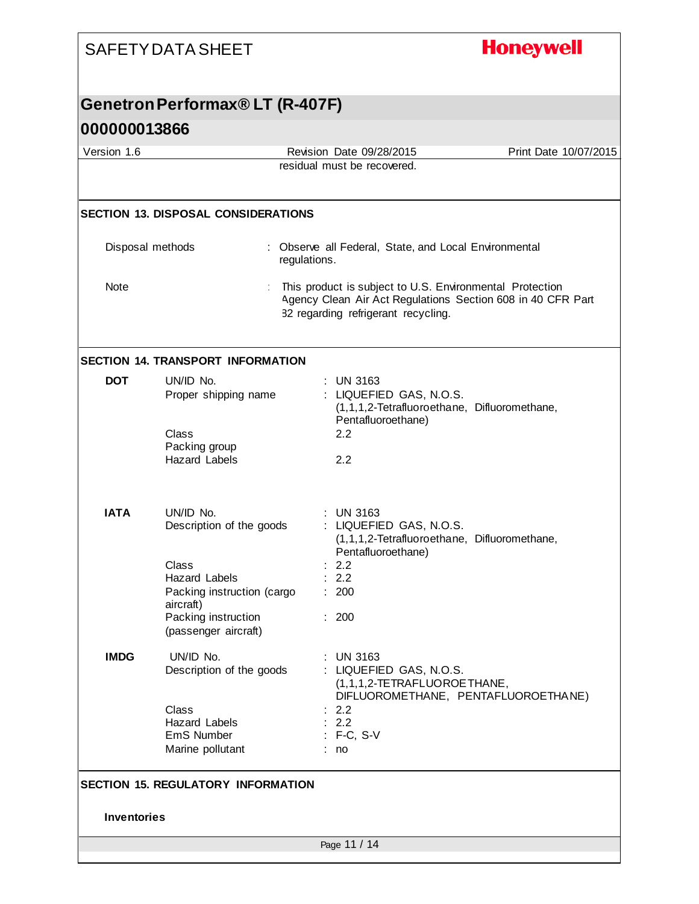residual must be recovered.

## SECTION 13. DISPOSAL CONSIDERATIONS

| | |
|---|---|
| Disposal methods | : Observe all Federal, State, and Local Environmental regulations. |
| Note | : This product is subject to U.S. Environmental Protection Agency Clean Air Act Regulations Section 608 in 40 CFR Part 82 regarding refrigerant recycling. |

## SECTION 14. TRANSPORT INFORMATION

**DOT**

| | |
|---|---|
| UN/ID No. | : UN 3163 |
| Proper shipping name | : LIQUEFIED GAS, N.O.S. (1,1,1,2-Tetrafluoroethane, Difluoromethane, Pentafluoroethane) |
| Class | 2.2 |
| Packing group | |
| Hazard Labels | 2.2 |

**IATA**

| | |
|---|---|
| UN/ID No. | : UN 3163 |
| Description of the goods | : LIQUEFIED GAS, N.O.S. (1,1,1,2-Tetrafluoroethane, Difluoromethane, Pentafluoroethane) |
| Class | : 2.2 |
| Hazard Labels | : 2.2 |
| Packing instruction (cargo aircraft) | : 200 |
| Packing instruction (passenger aircraft) | : 200 |

**IMDG**

| | |
|---|---|
| UN/ID No. | : UN 3163 |
| Description of the goods | : LIQUEFIED GAS, N.O.S. (1,1,1,2-TETRAFLUOROETHANE, DIFLUOROMETHANE, PENTAFLUOROETHANE) |
| Class | : 2.2 |
| Hazard Labels | : 2.2 |
| EmS Number | : F-C, S-V |
| Marine pollutant | : no |

## SECTION 15. REGULATORY INFORMATION

**Inventories**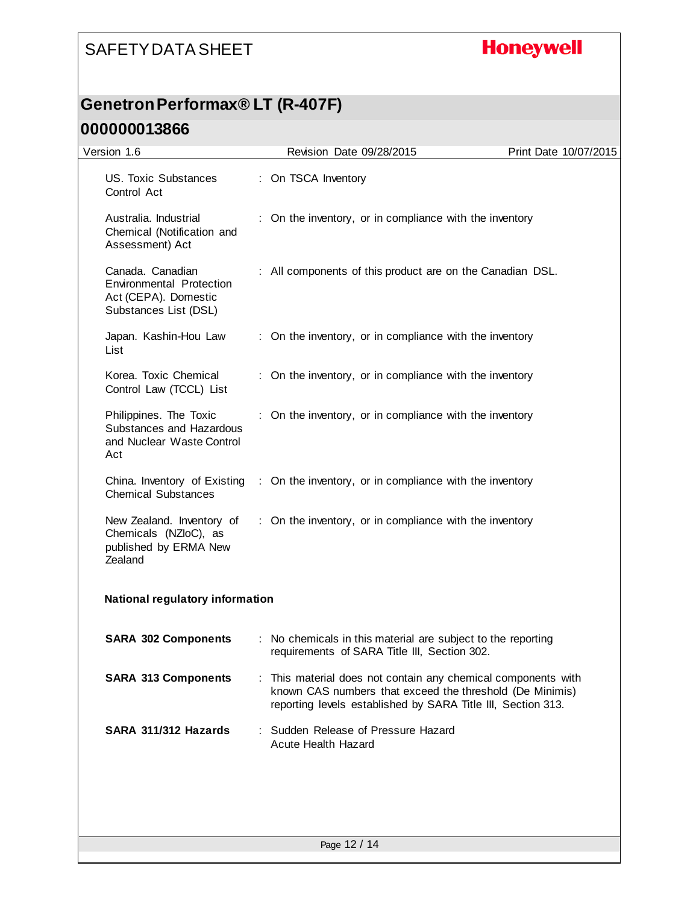| | | |
|---|---|---|
| US. Toxic Substances Control Act | : | On TSCA Inventory |
| Australia. Industrial Chemical (Notification and Assessment) Act | : | On the inventory, or in compliance with the inventory |
| Canada. Canadian Environmental Protection Act (CEPA). Domestic Substances List (DSL) | : | All components of this product are on the Canadian DSL. |
| Japan. Kashin-Hou Law List | : | On the inventory, or in compliance with the inventory |
| Korea. Toxic Chemical Control Law (TCCL) List | : | On the inventory, or in compliance with the inventory |
| Philippines. The Toxic Substances and Hazardous and Nuclear Waste Control Act | : | On the inventory, or in compliance with the inventory |
| China. Inventory of Existing Chemical Substances | : | On the inventory, or in compliance with the inventory |
| New Zealand. Inventory of Chemicals (NZIoC), as published by ERMA New Zealand | : | On the inventory, or in compliance with the inventory |

**National regulatory information**

| | | |
|---|---|---|
| **SARA 302 Components** | : | No chemicals in this material are subject to the reporting requirements of SARA Title III, Section 302. |
| **SARA 313 Components** | : | This material does not contain any chemical components with known CAS numbers that exceed the threshold (De Minimis) reporting levels established by SARA Title III, Section 313. |
| **SARA 311/312 Hazards** | : | Sudden Release of Pressure Hazard<br>Acute Health Hazard |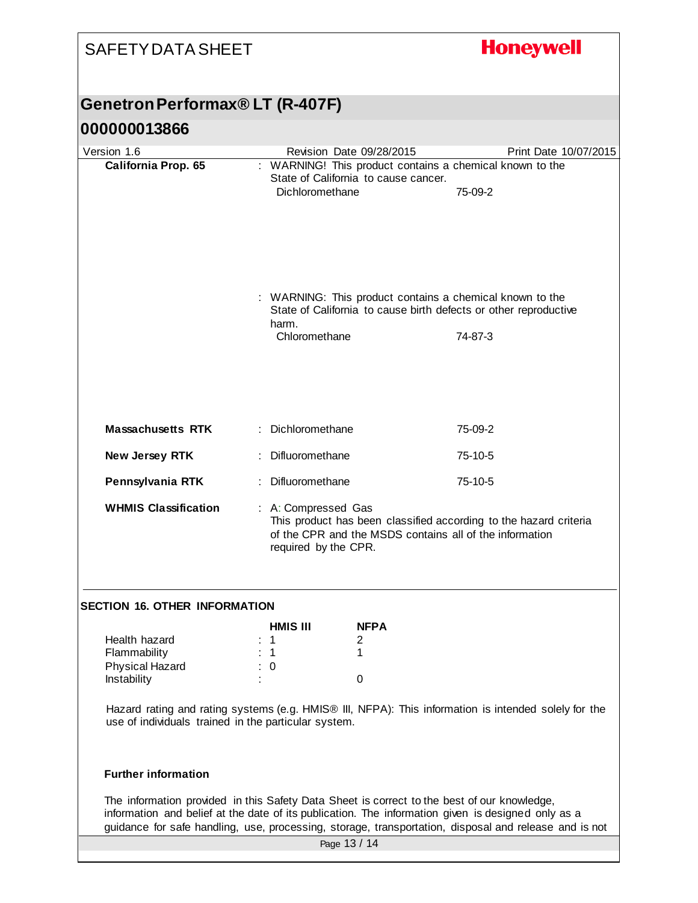**California Prop. 65** : WARNING! This product contains a chemical known to the State of California to cause cancer.

| | |
|---|---|
| Dichloromethane | 75-09-2 |

: WARNING: This product contains a chemical known to the State of California to cause birth defects or other reproductive harm.

| | |
|---|---|
| Chloromethane | 74-87-3 |

**Massachusetts RTK** : Dichloromethane 75-09-2

**New Jersey RTK** : Difluoromethane 75-10-5

**Pennsylvania RTK** : Difluoromethane 75-10-5

**WHMIS Classification** : A: Compressed Gas
This product has been classified according to the hazard criteria of the CPR and the MSDS contains all of the information required by the CPR.

## SECTION 16. OTHER INFORMATION

| | HMIS III | NFPA |
|---|---|---|
| Health hazard | 1 | 2 |
| Flammability | 1 | 1 |
| Physical Hazard | 0 | |
| Instability | | 0 |

Hazard rating and rating systems (e.g. HMIS® III, NFPA): This information is intended solely for the use of individuals trained in the particular system.

**Further information**

The information provided in this Safety Data Sheet is correct to the best of our knowledge, information and belief at the date of its publication. The information given is designed only as a guidance for safe handling, use, processing, storage, transportation, disposal and release and is not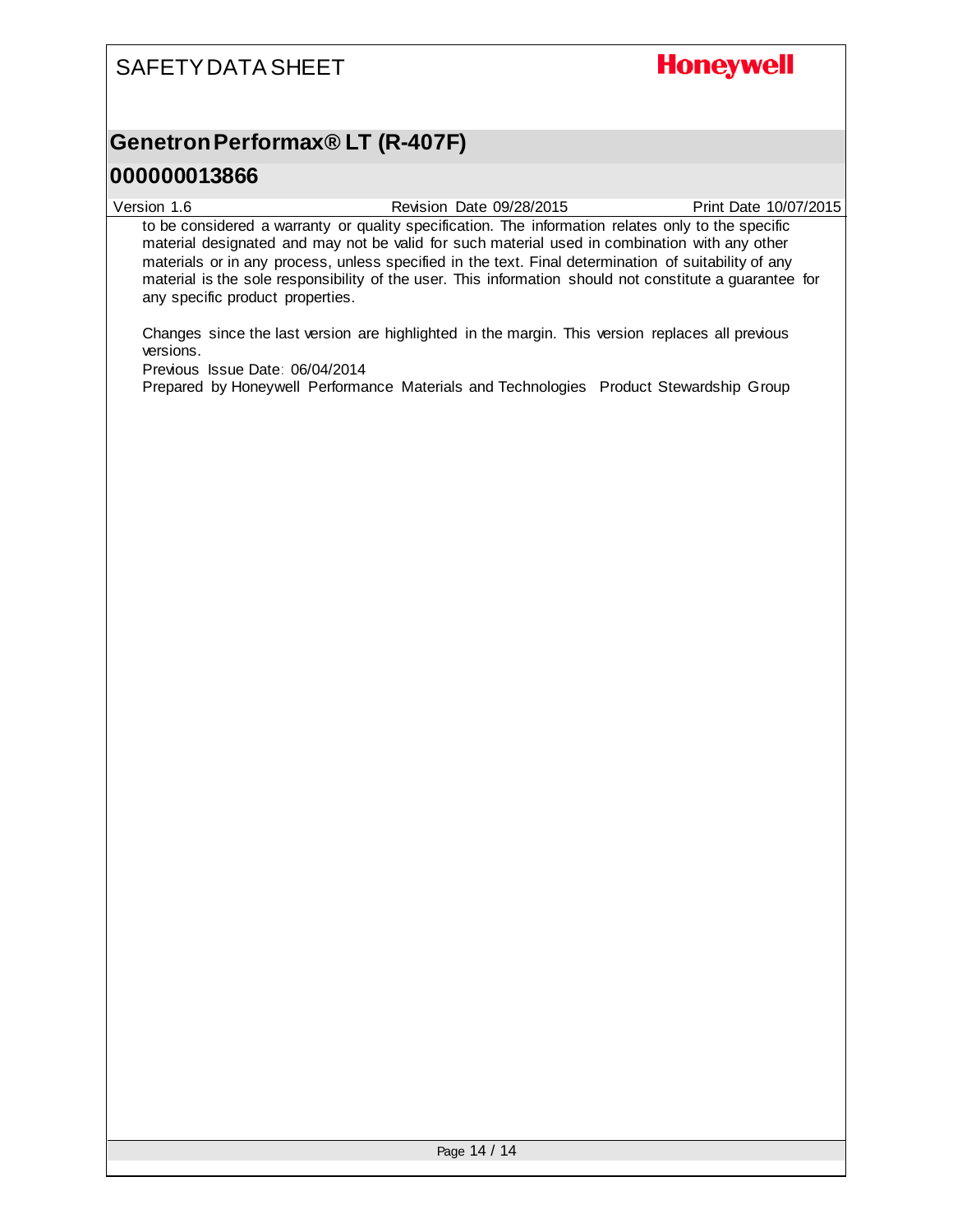to be considered a warranty or quality specification. The information relates only to the specific material designated and may not be valid for such material used in combination with any other materials or in any process, unless specified in the text. Final determination of suitability of any material is the sole responsibility of the user. This information should not constitute a guarantee for any specific product properties.

Changes since the last version are highlighted in the margin. This version replaces all previous versions.

Previous Issue Date: 06/04/2014

Prepared by Honeywell Performance Materials and Technologies Product Stewardship Group